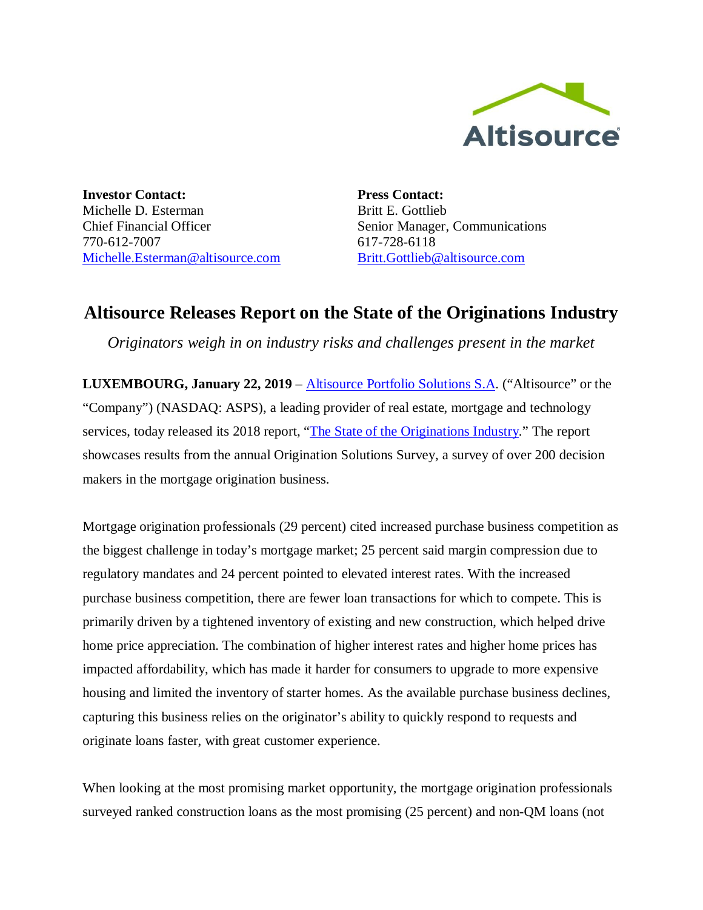**Investor Contact:**
Michelle D. Esterman
Chief Financial Officer
770-612-7007
Michelle.Esterman@altisource.com

**Press Contact:**
Britt E. Gottlieb
Senior Manager, Communications
617-728-6118
Britt.Gottlieb@altisource.com

# Altisource Releases Report on the State of the Originations Industry

*Originators weigh in on industry risks and challenges present in the market*

**LUXEMBOURG, January 22, 2019** – Altisource Portfolio Solutions S.A. ("Altisource" or the "Company") (NASDAQ: ASPS), a leading provider of real estate, mortgage and technology services, today released its 2018 report, "The State of the Originations Industry." The report showcases results from the annual Origination Solutions Survey, a survey of over 200 decision makers in the mortgage origination business.

Mortgage origination professionals (29 percent) cited increased purchase business competition as the biggest challenge in today's mortgage market; 25 percent said margin compression due to regulatory mandates and 24 percent pointed to elevated interest rates. With the increased purchase business competition, there are fewer loan transactions for which to compete. This is primarily driven by a tightened inventory of existing and new construction, which helped drive home price appreciation. The combination of higher interest rates and higher home prices has impacted affordability, which has made it harder for consumers to upgrade to more expensive housing and limited the inventory of starter homes. As the available purchase business declines, capturing this business relies on the originator's ability to quickly respond to requests and originate loans faster, with great customer experience.

When looking at the most promising market opportunity, the mortgage origination professionals surveyed ranked construction loans as the most promising (25 percent) and non-QM loans (not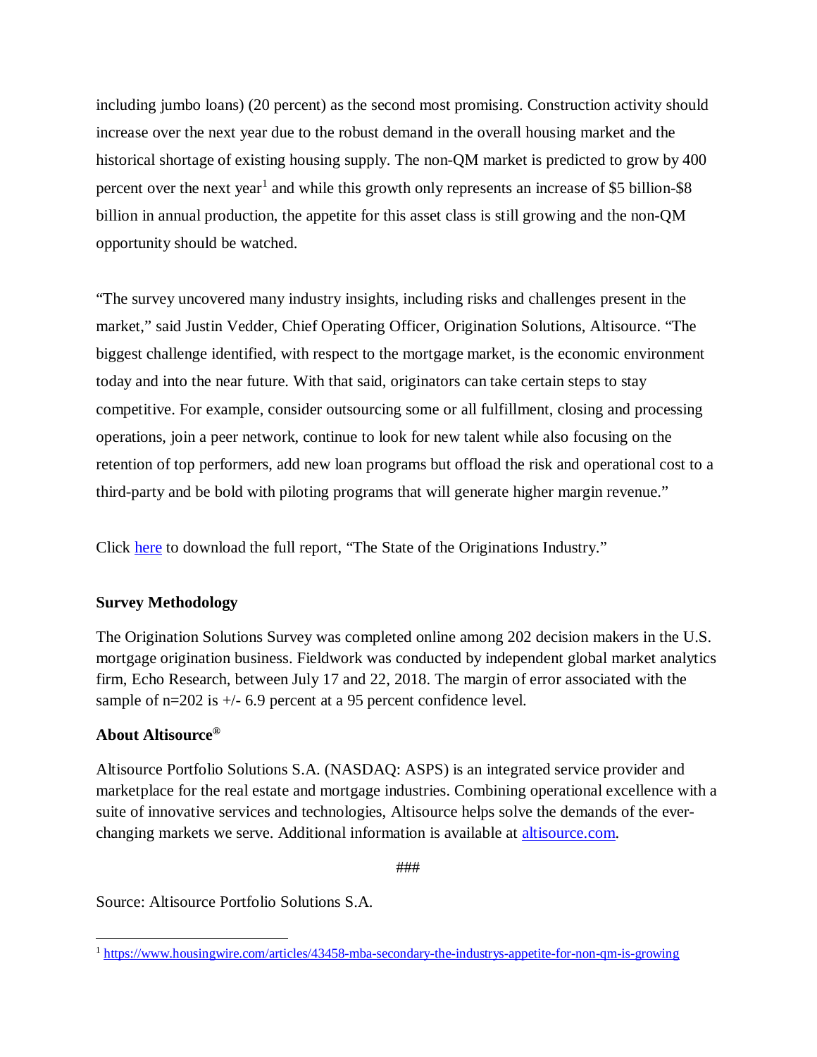including jumbo loans) (20 percent) as the second most promising. Construction activity should increase over the next year due to the robust demand in the overall housing market and the historical shortage of existing housing supply. The non-QM market is predicted to grow by 400 percent over the next year[1] and while this growth only represents an increase of $5 billion-$8 billion in annual production, the appetite for this asset class is still growing and the non-QM opportunity should be watched.

"The survey uncovered many industry insights, including risks and challenges present in the market," said Justin Vedder, Chief Operating Officer, Origination Solutions, Altisource. "The biggest challenge identified, with respect to the mortgage market, is the economic environment today and into the near future. With that said, originators can take certain steps to stay competitive. For example, consider outsourcing some or all fulfillment, closing and processing operations, join a peer network, continue to look for new talent while also focusing on the retention of top performers, add new loan programs but offload the risk and operational cost to a third-party and be bold with piloting programs that will generate higher margin revenue."

Click here to download the full report, "The State of the Originations Industry."

**Survey Methodology**

The Origination Solutions Survey was completed online among 202 decision makers in the U.S. mortgage origination business. Fieldwork was conducted by independent global market analytics firm, Echo Research, between July 17 and 22, 2018. The margin of error associated with the sample of n=202 is +/- 6.9 percent at a 95 percent confidence level.

**About Altisource®**

Altisource Portfolio Solutions S.A. (NASDAQ: ASPS) is an integrated service provider and marketplace for the real estate and mortgage industries. Combining operational excellence with a suite of innovative services and technologies, Altisource helps solve the demands of the ever-changing markets we serve. Additional information is available at altisource.com.

###

Source: Altisource Portfolio Solutions S.A.

---

[1] https://www.housingwire.com/articles/43458-mba-secondary-the-industrys-appetite-for-non-qm-is-growing